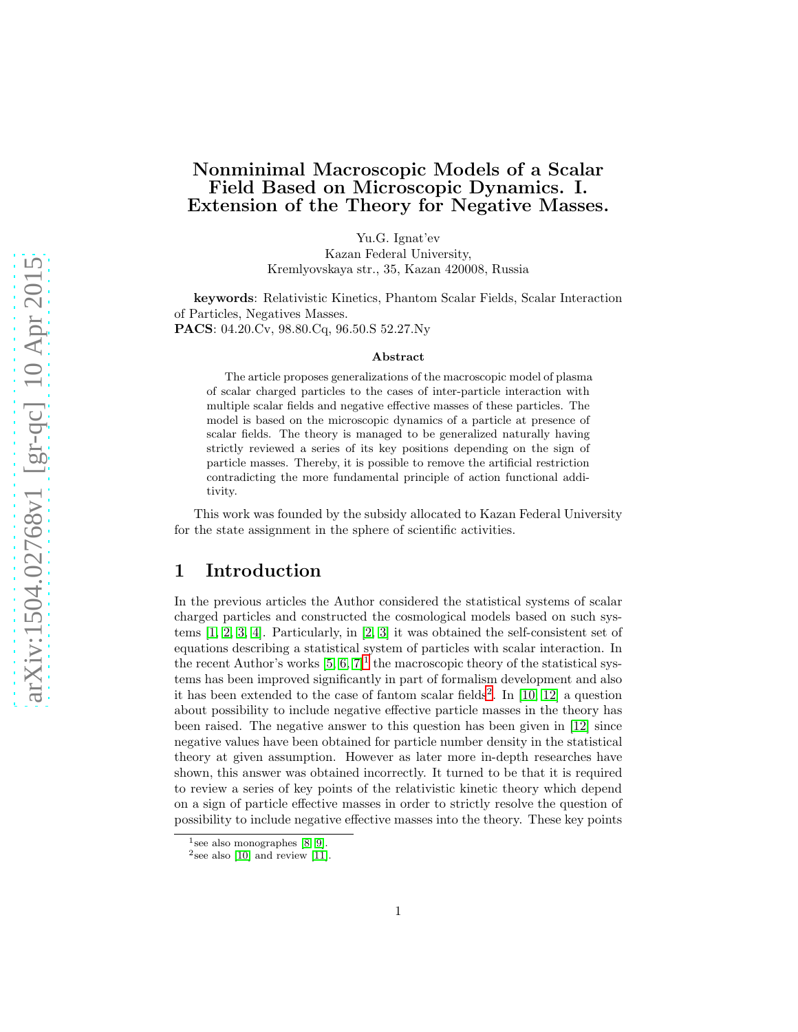# Nonminimal Macroscopic Models of a Scalar Field Based on Microscopic Dynamics. I. Extension of the Theory for Negative Masses.

Yu.G. Ignat'ev
Kazan Federal University,
Kremlyovskaya str., 35, Kazan 420008, Russia

**keywords**: Relativistic Kinetics, Phantom Scalar Fields, Scalar Interaction of Particles, Negatives Masses.
**PACS**: 04.20.Cv, 98.80.Cq, 96.50.S 52.27.Ny

**Abstract**

The article proposes generalizations of the macroscopic model of plasma of scalar charged particles to the cases of inter-particle interaction with multiple scalar fields and negative effective masses of these particles. The model is based on the microscopic dynamics of a particle at presence of scalar fields. The theory is managed to be generalized naturally having strictly reviewed a series of its key positions depending on the sign of particle masses. Thereby, it is possible to remove the artificial restriction contradicting the more fundamental principle of action functional additivity.

This work was founded by the subsidy allocated to Kazan Federal University for the state assignment in the sphere of scientific activities.

## 1 Introduction

In the previous articles the Author considered the statistical systems of scalar charged particles and constructed the cosmological models based on such systems [1, 2, 3, 4]. Particularly, in [2, 3] it was obtained the self-consistent set of equations describing a statistical system of particles with scalar interaction. In the recent Author's works [5, 6, 7][1] the macroscopic theory of the statistical systems has been improved significantly in part of formalism development and also it has been extended to the case of fantom scalar fields[2]. In [10, 12] a question about possibility to include negative effective particle masses in the theory has been raised. The negative answer to this question has been given in [12] since negative values have been obtained for particle number density in the statistical theory at given assumption. However as later more in-depth researches have shown, this answer was obtained incorrectly. It turned to be that it is required to review a series of key points of the relativistic kinetic theory which depend on a sign of particle effective masses in order to strictly resolve the question of possibility to include negative effective masses into the theory. These key points

[1] see also monographes [8, 9].
[2] see also [10] and review [11].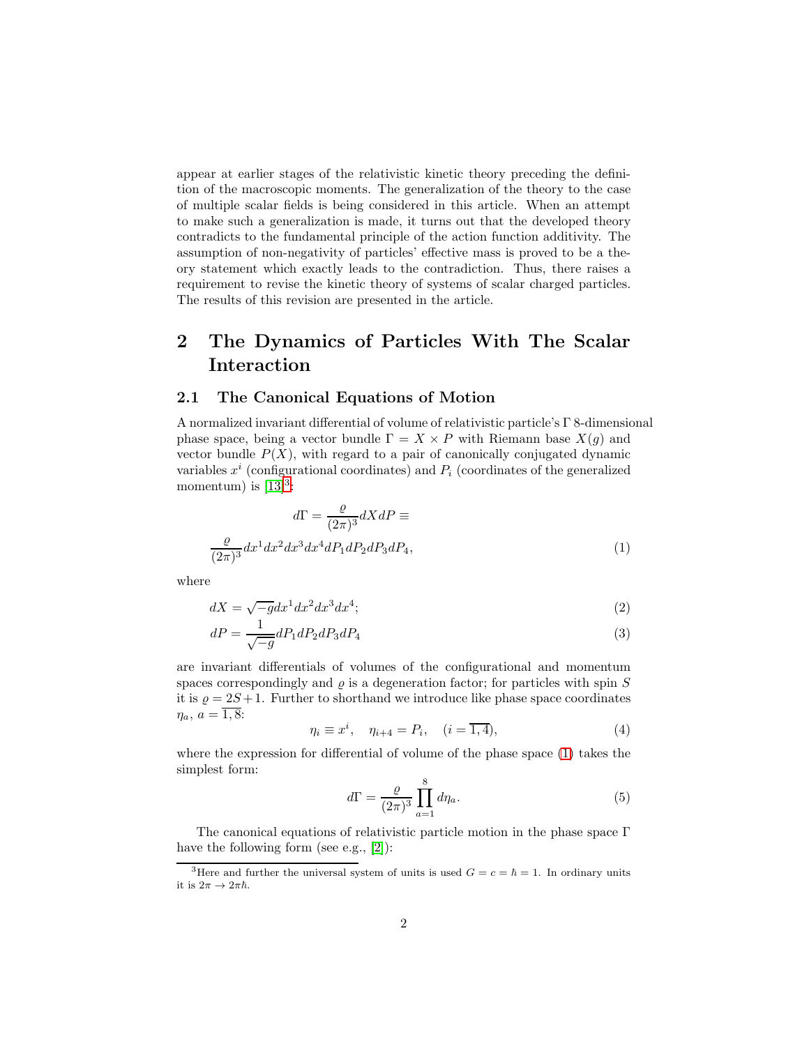appear at earlier stages of the relativistic kinetic theory preceding the definition of the macroscopic moments. The generalization of the theory to the case of multiple scalar fields is being considered in this article. When an attempt to make such a generalization is made, it turns out that the developed theory contradicts to the fundamental principle of the action function additivity. The assumption of non-negativity of particles' effective mass is proved to be a theory statement which exactly leads to the contradiction. Thus, there raises a requirement to revise the kinetic theory of systems of scalar charged particles. The results of this revision are presented in the article.

## 2 The Dynamics of Particles With The Scalar Interaction

### 2.1 The Canonical Equations of Motion

A normalized invariant differential of volume of relativistic particle's $\Gamma$ 8-dimensional phase space, being a vector bundle $\Gamma = X \times P$ with Riemann base $X(g)$ and vector bundle $P(X)$, with regard to a pair of canonically conjugated dynamic variables $x^i$ (configurational coordinates) and $P_i$ (coordinates of the generalized momentum) is [13][3]:

$$d\Gamma = \frac{\varrho}{(2\pi)^3} dX dP \equiv$$

$$\frac{\varrho}{(2\pi)^3} dx^1 dx^2 dx^3 dx^4 dP_1 dP_2 dP_3 dP_4, \tag{1}$$

where

$$dX = \sqrt{-g} dx^1 dx^2 dx^3 dx^4; \tag{2}$$

$$dP = \frac{1}{\sqrt{-g}} dP_1 dP_2 dP_3 dP_4 \tag{3}$$

are invariant differentials of volumes of the configurational and momentum spaces correspondingly and $\varrho$ is a degeneration factor; for particles with spin $S$ it is $\varrho = 2S+1$. Further to shorthand we introduce like phase space coordinates $\eta_a$, $a = \overline{1,8}$:

$$\eta_i \equiv x^i, \quad \eta_{i+4} = P_i, \quad (i = \overline{1,4}), \tag{4}$$

where the expression for differential of volume of the phase space (1) takes the simplest form:

$$d\Gamma = \frac{\varrho}{(2\pi)^3} \prod_{a=1}^{8} d\eta_a. \tag{5}$$

The canonical equations of relativistic particle motion in the phase space $\Gamma$ have the following form (see e.g., [2]):

[3] Here and further the universal system of units is used $G = c = \hbar = 1$. In ordinary units it is $2\pi \to 2\pi\hbar$.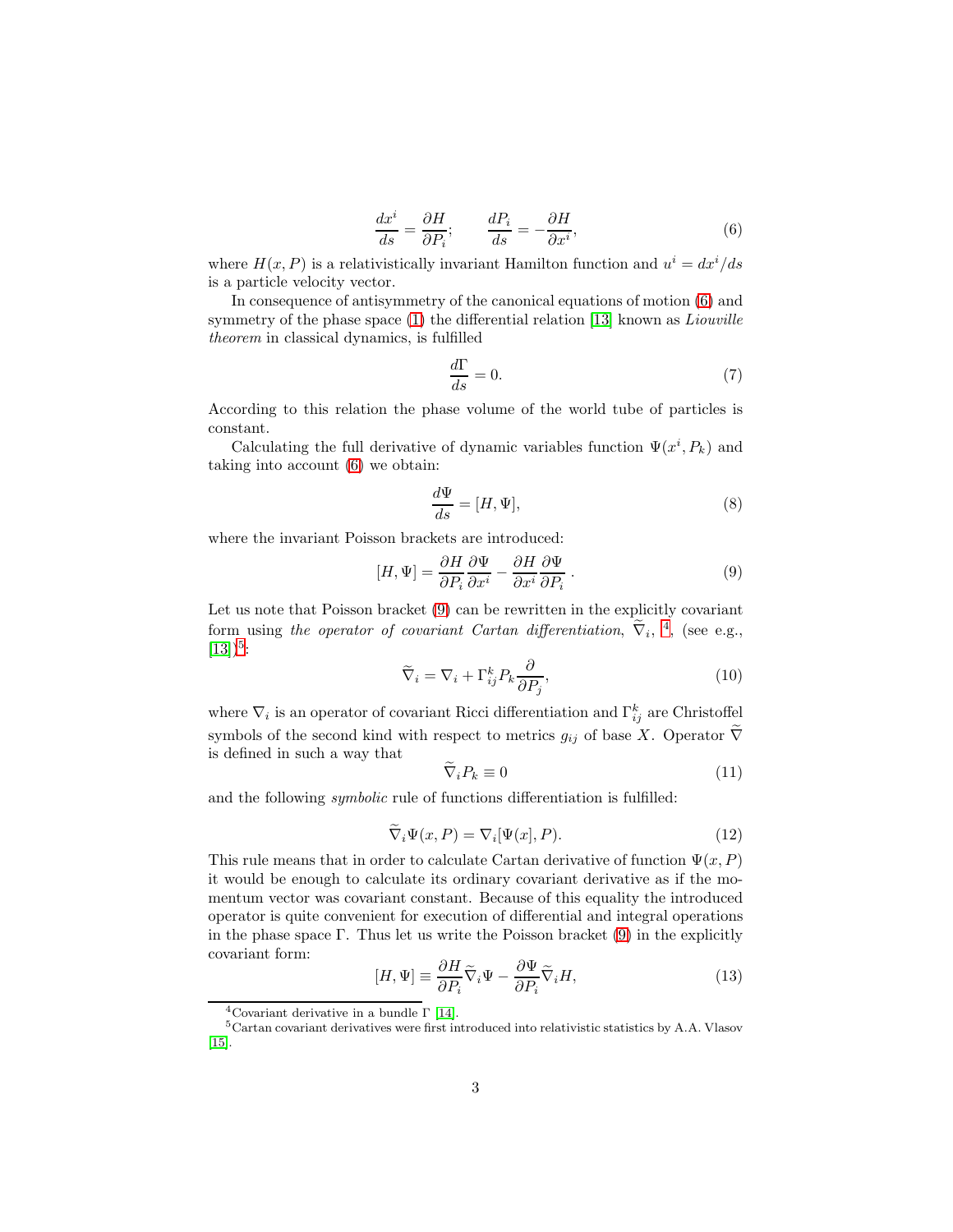$$\frac{dx^i}{ds} = \frac{\partial H}{\partial P_i}; \qquad \frac{dP_i}{ds} = -\frac{\partial H}{\partial x^i}, \tag{6}$$

where $H(x, P)$ is a relativistically invariant Hamilton function and $u^i = dx^i/ds$ is a particle velocity vector.

In consequence of antisymmetry of the canonical equations of motion (6) and symmetry of the phase space (1) the differential relation [13] known as *Liouville theorem* in classical dynamics, is fulfilled

$$\frac{d\Gamma}{ds} = 0. \tag{7}$$

According to this relation the phase volume of the world tube of particles is constant.

Calculating the full derivative of dynamic variables function $\Psi(x^i, P_k)$ and taking into account (6) we obtain:

$$\frac{d\Psi}{ds} = [H, \Psi], \tag{8}$$

where the invariant Poisson brackets are introduced:

$$[H, \Psi] = \frac{\partial H}{\partial P_i}\frac{\partial \Psi}{\partial x^i} - \frac{\partial H}{\partial x^i}\frac{\partial \Psi}{\partial P_i} \,. \tag{9}$$

Let us note that Poisson bracket (9) can be rewritten in the explicitly covariant form using *the operator of covariant Cartan differentiation*, $\widetilde{\nabla}_i$, [4], (see e.g., [13])[5]:

$$\widetilde{\nabla}_i = \nabla_i + \Gamma^k_{ij} P_k \frac{\partial}{\partial P_j}, \tag{10}$$

where $\nabla_i$ is an operator of covariant Ricci differentiation and $\Gamma^k_{ij}$ are Christoffel symbols of the second kind with respect to metrics $g_{ij}$ of base $X$. Operator $\widetilde{\nabla}$ is defined in such a way that

$$\widetilde{\nabla}_i P_k \equiv 0 \tag{11}$$

and the following *symbolic* rule of functions differentiation is fulfilled:

$$\widetilde{\nabla}_i \Psi(x, P) = \nabla_i [\Psi(x], P). \tag{12}$$

This rule means that in order to calculate Cartan derivative of function $\Psi(x, P)$ it would be enough to calculate its ordinary covariant derivative as if the momentum vector was covariant constant. Because of this equality the introduced operator is quite convenient for execution of differential and integral operations in the phase space $\Gamma$. Thus let us write the Poisson bracket (9) in the explicitly covariant form:

$$[H, \Psi] \equiv \frac{\partial H}{\partial P_i}\widetilde{\nabla}_i \Psi - \frac{\partial \Psi}{\partial P_i}\widetilde{\nabla}_i H, \tag{13}$$

[4] Covariant derivative in a bundle $\Gamma$ [14].

[5] Cartan covariant derivatives were first introduced into relativistic statistics by A.A. Vlasov [15].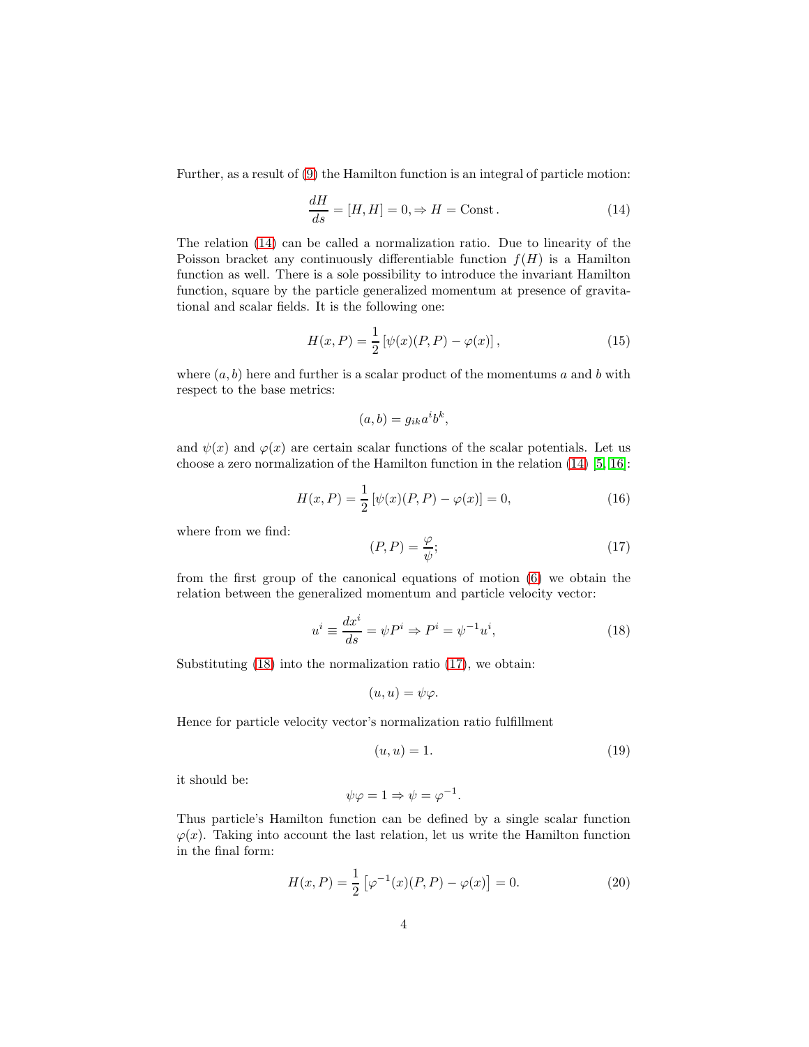Further, as a result of (9) the Hamilton function is an integral of particle motion:

$$\frac{dH}{ds} = [H, H] = 0, \Rightarrow H = \text{Const}\,. \tag{14}$$

The relation (14) can be called a normalization ratio. Due to linearity of the Poisson bracket any continuously differentiable function $f(H)$ is a Hamilton function as well. There is a sole possibility to introduce the invariant Hamilton function, square by the particle generalized momentum at presence of gravitational and scalar fields. It is the following one:

$$H(x, P) = \frac{1}{2}\left[\psi(x)(P, P) - \varphi(x)\right], \tag{15}$$

where $(a, b)$ here and further is a scalar product of the momentums $a$ and $b$ with respect to the base metrics:

$$(a, b) = g_{ik} a^i b^k,$$

and $\psi(x)$ and $\varphi(x)$ are certain scalar functions of the scalar potentials. Let us choose a zero normalization of the Hamilton function in the relation (14) [5, 16]:

$$H(x, P) = \frac{1}{2}\left[\psi(x)(P, P) - \varphi(x)\right] = 0, \tag{16}$$

where from we find:

$$(P, P) = \frac{\varphi}{\psi}; \tag{17}$$

from the first group of the canonical equations of motion (6) we obtain the relation between the generalized momentum and particle velocity vector:

$$u^i \equiv \frac{dx^i}{ds} = \psi P^i \Rightarrow P^i = \psi^{-1} u^i, \tag{18}$$

Substituting (18) into the normalization ratio (17), we obtain:

$$(u, u) = \psi\varphi.$$

Hence for particle velocity vector's normalization ratio fulfillment

$$(u, u) = 1. \tag{19}$$

it should be:

$$\psi\varphi = 1 \Rightarrow \psi = \varphi^{-1}.$$

Thus particle's Hamilton function can be defined by a single scalar function $\varphi(x)$. Taking into account the last relation, let us write the Hamilton function in the final form:

$$H(x, P) = \frac{1}{2}\left[\varphi^{-1}(x)(P, P) - \varphi(x)\right] = 0. \tag{20}$$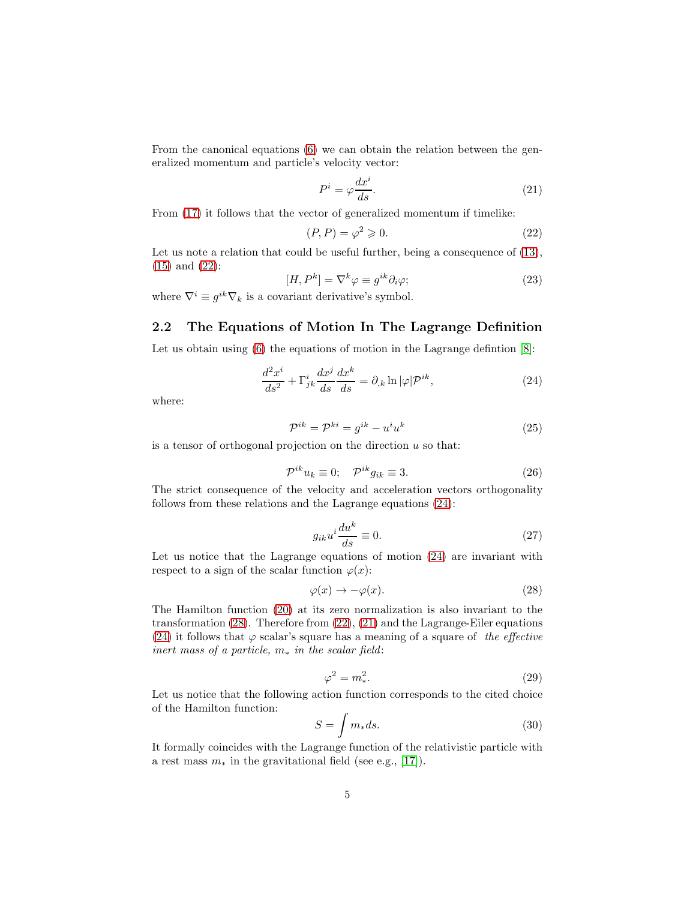From the canonical equations (6) we can obtain the relation between the generalized momentum and particle's velocity vector:

$$P^i = \varphi \frac{dx^i}{ds}. \tag{21}$$

From (17) it follows that the vector of generalized momentum if timelike:

$$(P, P) = \varphi^2 \geqslant 0. \tag{22}$$

Let us note a relation that could be useful further, being a consequence of (13), (15) and (22):

$$[H, P^k] = \nabla^k \varphi \equiv g^{ik} \partial_i \varphi; \tag{23}$$

where $\nabla^i \equiv g^{ik} \nabla_k$ is a covariant derivative's symbol.

## 2.2 The Equations of Motion In The Lagrange Definition

Let us obtain using (6) the equations of motion in the Lagrange defintion [8]:

$$\frac{d^2 x^i}{ds^2} + \Gamma^i_{jk} \frac{dx^j}{ds} \frac{dx^k}{ds} = \partial_{,k} \ln |\varphi| \mathcal{P}^{ik}, \tag{24}$$

where:

$$\mathcal{P}^{ik} = \mathcal{P}^{ki} = g^{ik} - u^i u^k \tag{25}$$

is a tensor of orthogonal projection on the direction $u$ so that:

$$\mathcal{P}^{ik} u_k \equiv 0; \quad \mathcal{P}^{ik} g_{ik} \equiv 3. \tag{26}$$

The strict consequence of the velocity and acceleration vectors orthogonality follows from these relations and the Lagrange equations (24):

$$g_{ik} u^i \frac{du^k}{ds} \equiv 0. \tag{27}$$

Let us notice that the Lagrange equations of motion (24) are invariant with respect to a sign of the scalar function $\varphi(x)$:

$$\varphi(x) \to -\varphi(x). \tag{28}$$

The Hamilton function (20) at its zero normalization is also invariant to the transformation (28). Therefore from (22), (21) and the Lagrange-Eiler equations (24) it follows that $\varphi$ scalar's square has a meaning of a square of *the effective inert mass of a particle, $m_*$ in the scalar field*:

$$\varphi^2 = m_*^2. \tag{29}$$

Let us notice that the following action function corresponds to the cited choice of the Hamilton function:

$$S = \int m_* ds. \tag{30}$$

It formally coincides with the Lagrange function of the relativistic particle with a rest mass $m_*$ in the gravitational field (see e.g., [17]).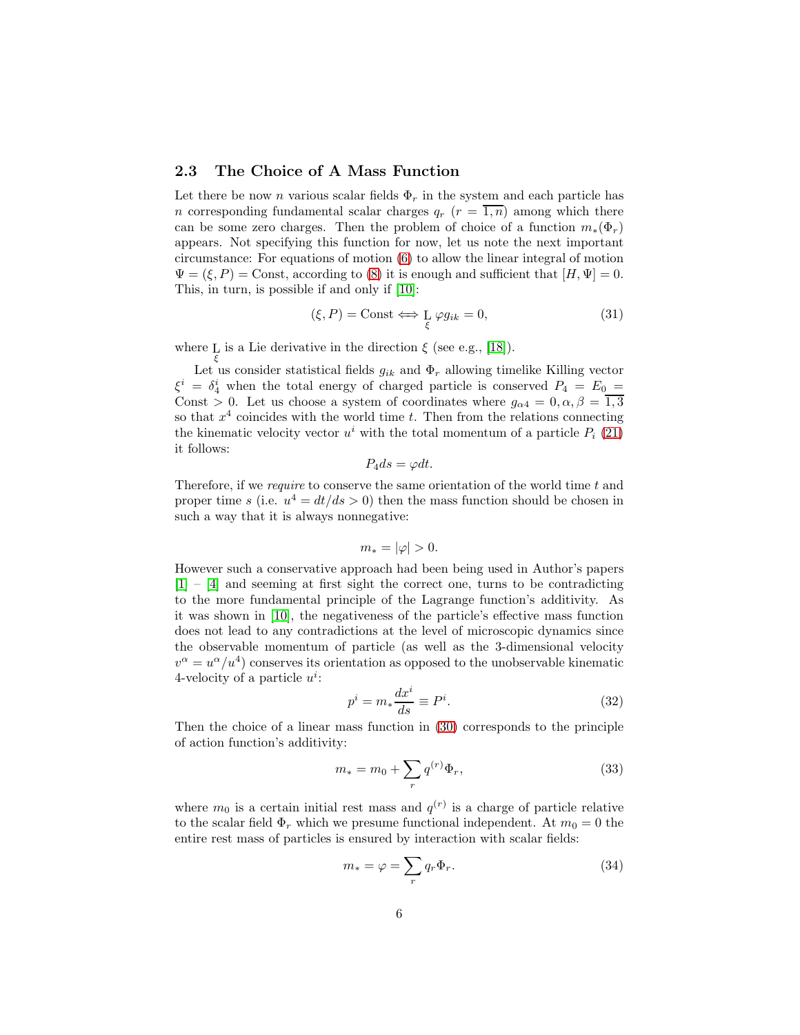### 2.3 The Choice of A Mass Function

Let there be now $n$ various scalar fields $\Phi_r$ in the system and each particle has $n$ corresponding fundamental scalar charges $q_r$ ($r = \overline{1,n}$) among which there can be some zero charges. Then the problem of choice of a function $m_*(\Phi_r)$ appears. Not specifying this function for now, let us note the next important circumstance: For equations of motion (6) to allow the linear integral of motion $\Psi = (\xi, P) = \mathrm{Const}$, according to (8) it is enough and sufficient that $[H, \Psi] = 0$. This, in turn, is possible if and only if [10]:

$$(\xi, P) = \mathrm{Const} \Longleftrightarrow \underset{\xi}{\mathrm{L}}\, \varphi g_{ik} = 0, \tag{31}$$

where $\underset{\xi}{\mathrm{L}}$ is a Lie derivative in the direction $\xi$ (see e.g., [18]).

Let us consider statistical fields $g_{ik}$ and $\Phi_r$ allowing timelike Killing vector $\xi^i = \delta^i_4$ when the total energy of charged particle is conserved $P_4 = E_0 = \mathrm{Const} > 0$. Let us choose a system of coordinates where $g_{\alpha 4} = 0, \alpha, \beta = \overline{1,3}$ so that $x^4$ coincides with the world time $t$. Then from the relations connecting the kinematic velocity vector $u^i$ with the total momentum of a particle $P_i$ (21) it follows:

$$P_4 ds = \varphi dt.$$

Therefore, if we *require* to conserve the same orientation of the world time $t$ and proper time $s$ (i.e. $u^4 = dt/ds > 0$) then the mass function should be chosen in such a way that it is always nonnegative:

$$m_* = |\varphi| > 0.$$

However such a conservative approach had been being used in Author's papers [1] – [4] and seeming at first sight the correct one, turns to be contradicting to the more fundamental principle of the Lagrange function's additivity. As it was shown in [10], the negativeness of the particle's effective mass function does not lead to any contradictions at the level of microscopic dynamics since the observable momentum of particle (as well as the 3-dimensional velocity $v^\alpha = u^\alpha/u^4$) conserves its orientation as opposed to the unobservable kinematic 4-velocity of a particle $u^i$:

$$p^i = m_* \frac{dx^i}{ds} \equiv P^i. \tag{32}$$

Then the choice of a linear mass function in (30) corresponds to the principle of action function's additivity:

$$m_* = m_0 + \sum_r q^{(r)} \Phi_r, \tag{33}$$

where $m_0$ is a certain initial rest mass and $q^{(r)}$ is a charge of particle relative to the scalar field $\Phi_r$ which we presume functional independent. At $m_0 = 0$ the entire rest mass of particles is ensured by interaction with scalar fields:

$$m_* = \varphi = \sum_r q_r \Phi_r. \tag{34}$$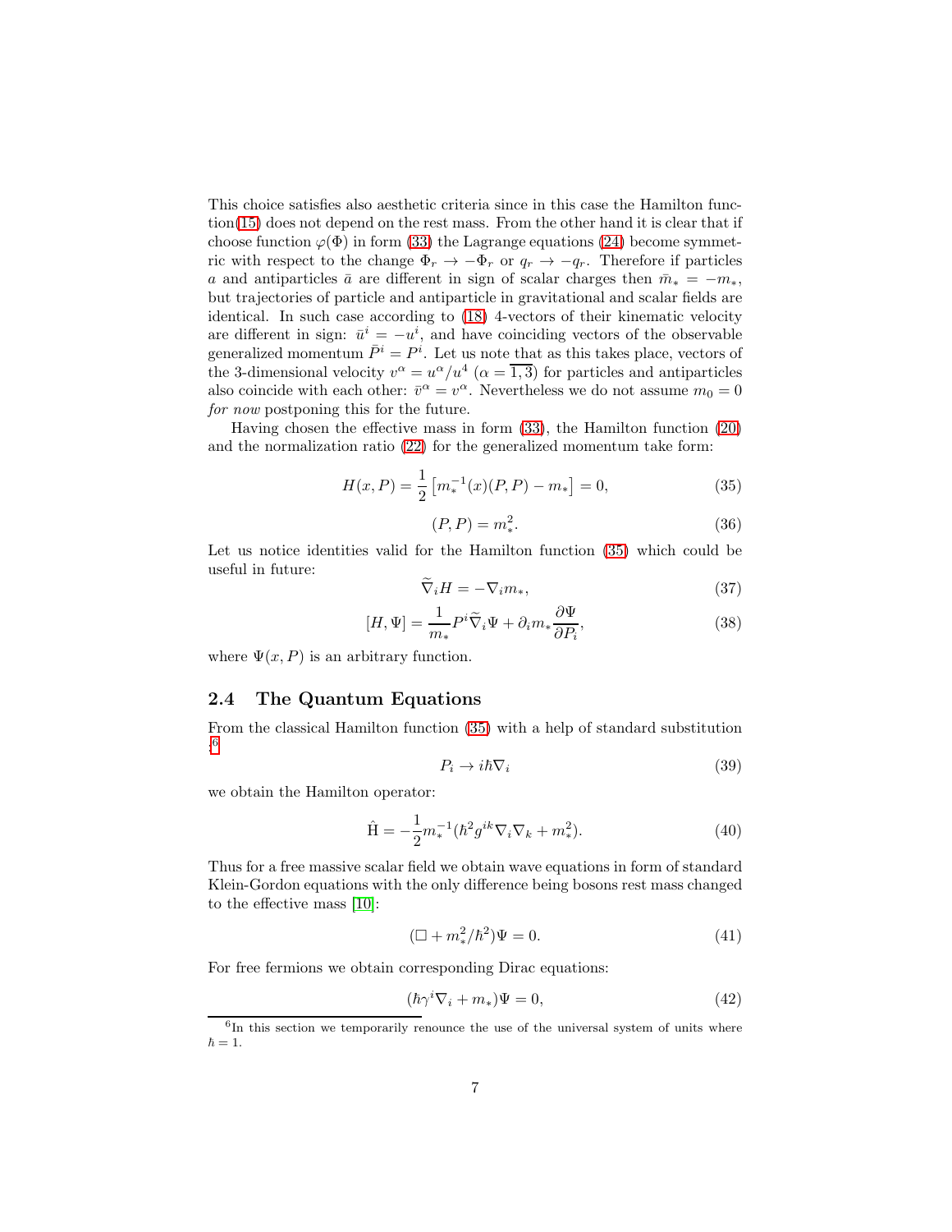This choice satisfies also aesthetic criteria since in this case the Hamilton function(15) does not depend on the rest mass. From the other hand it is clear that if choose function $\varphi(\Phi)$ in form (33) the Lagrange equations (24) become symmetric with respect to the change $\Phi_r \to -\Phi_r$ or $q_r \to -q_r$. Therefore if particles $a$ and antiparticles $\bar{a}$ are different in sign of scalar charges then $\bar{m}_* = -m_*$, but trajectories of particle and antiparticle in gravitational and scalar fields are identical. In such case according to (18) 4-vectors of their kinematic velocity are different in sign: $\bar{u}^i = -u^i$, and have coinciding vectors of the observable generalized momentum $\bar{P}^i = P^i$. Let us note that as this takes place, vectors of the 3-dimensional velocity $v^\alpha = u^\alpha/u^4$ ($\alpha = \overline{1,3}$) for particles and antiparticles also coincide with each other: $\bar{v}^\alpha = v^\alpha$. Nevertheless we do not assume $m_0 = 0$ *for now* postponing this for the future.

Having chosen the effective mass in form (33), the Hamilton function (20) and the normalization ratio (22) for the generalized momentum take form:

$$H(x,P) = \frac{1}{2}\left[m_*^{-1}(x)(P,P) - m_*\right] = 0, \tag{35}$$

$$(P,P) = m_*^2. \tag{36}$$

Let us notice identities valid for the Hamilton function (35) which could be useful in future:

$$\widetilde{\nabla}_i H = -\nabla_i m_*, \tag{37}$$

$$[H,\Psi] = \frac{1}{m_*}P^i\widetilde{\nabla}_i\Psi + \partial_i m_* \frac{\partial\Psi}{\partial P_i}, \tag{38}$$

where $\Psi(x,P)$ is an arbitrary function.

## 2.4 The Quantum Equations

From the classical Hamilton function (35) with a help of standard substitution :[6]

$$P_i \to i\hbar\nabla_i \tag{39}$$

we obtain the Hamilton operator:

$$\hat{\mathrm{H}} = -\frac{1}{2}m_*^{-1}(\hbar^2 g^{ik}\nabla_i\nabla_k + m_*^2). \tag{40}$$

Thus for a free massive scalar field we obtain wave equations in form of standard Klein-Gordon equations with the only difference being bosons rest mass changed to the effective mass [10]:

$$(\Box + m_*^2/\hbar^2)\Psi = 0. \tag{41}$$

For free fermions we obtain corresponding Dirac equations:

$$(\hbar\gamma^i\nabla_i + m_*)\Psi = 0, \tag{42}$$

[6] In this section we temporarily renounce the use of the universal system of units where $\hbar = 1$.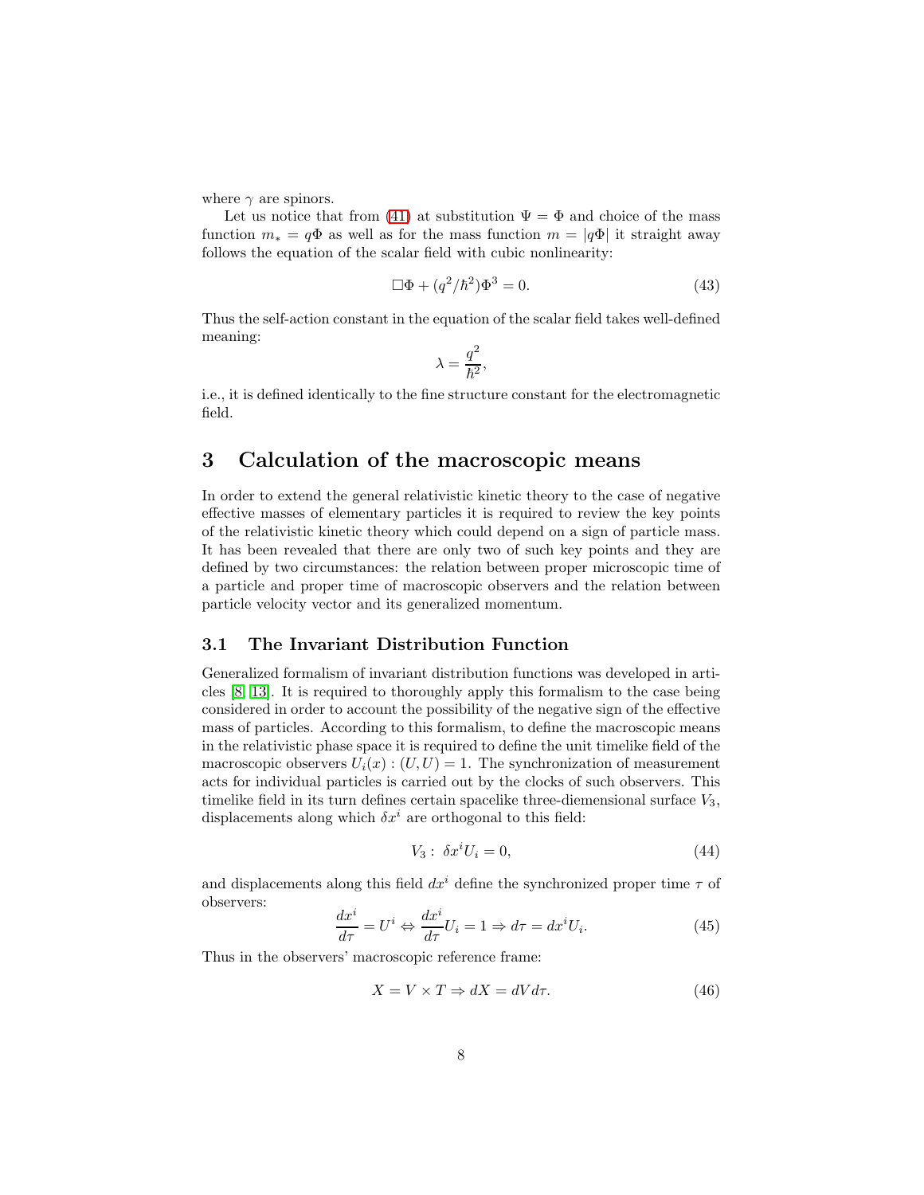where $\gamma$ are spinors.

Let us notice that from (41) at substitution $\Psi = \Phi$ and choice of the mass function $m_* = q\Phi$ as well as for the mass function $m = |q\Phi|$ it straight away follows the equation of the scalar field with cubic nonlinearity:

$$\Box\Phi + (q^2/\hbar^2)\Phi^3 = 0. \tag{43}$$

Thus the self-action constant in the equation of the scalar field takes well-defined meaning:

$$\lambda = \frac{q^2}{\hbar^2},$$

i.e., it is defined identically to the fine structure constant for the electromagnetic field.

# 3 Calculation of the macroscopic means

In order to extend the general relativistic kinetic theory to the case of negative effective masses of elementary particles it is required to review the key points of the relativistic kinetic theory which could depend on a sign of particle mass. It has been revealed that there are only two of such key points and they are defined by two circumstances: the relation between proper microscopic time of a particle and proper time of macroscopic observers and the relation between particle velocity vector and its generalized momentum.

## 3.1 The Invariant Distribution Function

Generalized formalism of invariant distribution functions was developed in articles [8, 13]. It is required to thoroughly apply this formalism to the case being considered in order to account the possibility of the negative sign of the effective mass of particles. According to this formalism, to define the macroscopic means in the relativistic phase space it is required to define the unit timelike field of the macroscopic observers $U_i(x) : (U, U) = 1$. The synchronization of measurement acts for individual particles is carried out by the clocks of such observers. This timelike field in its turn defines certain spacelike three-diemensional surface $V_3$, displacements along which $\delta x^i$ are orthogonal to this field:

$$V_3 : \ \delta x^i U_i = 0, \tag{44}$$

and displacements along this field $dx^i$ define the synchronized proper time $\tau$ of observers:

$$\frac{dx^i}{d\tau} = U^i \Leftrightarrow \frac{dx^i}{d\tau} U_i = 1 \Rightarrow d\tau = dx^i U_i. \tag{45}$$

Thus in the observers' macroscopic reference frame:

$$X = V \times T \Rightarrow dX = dV d\tau. \tag{46}$$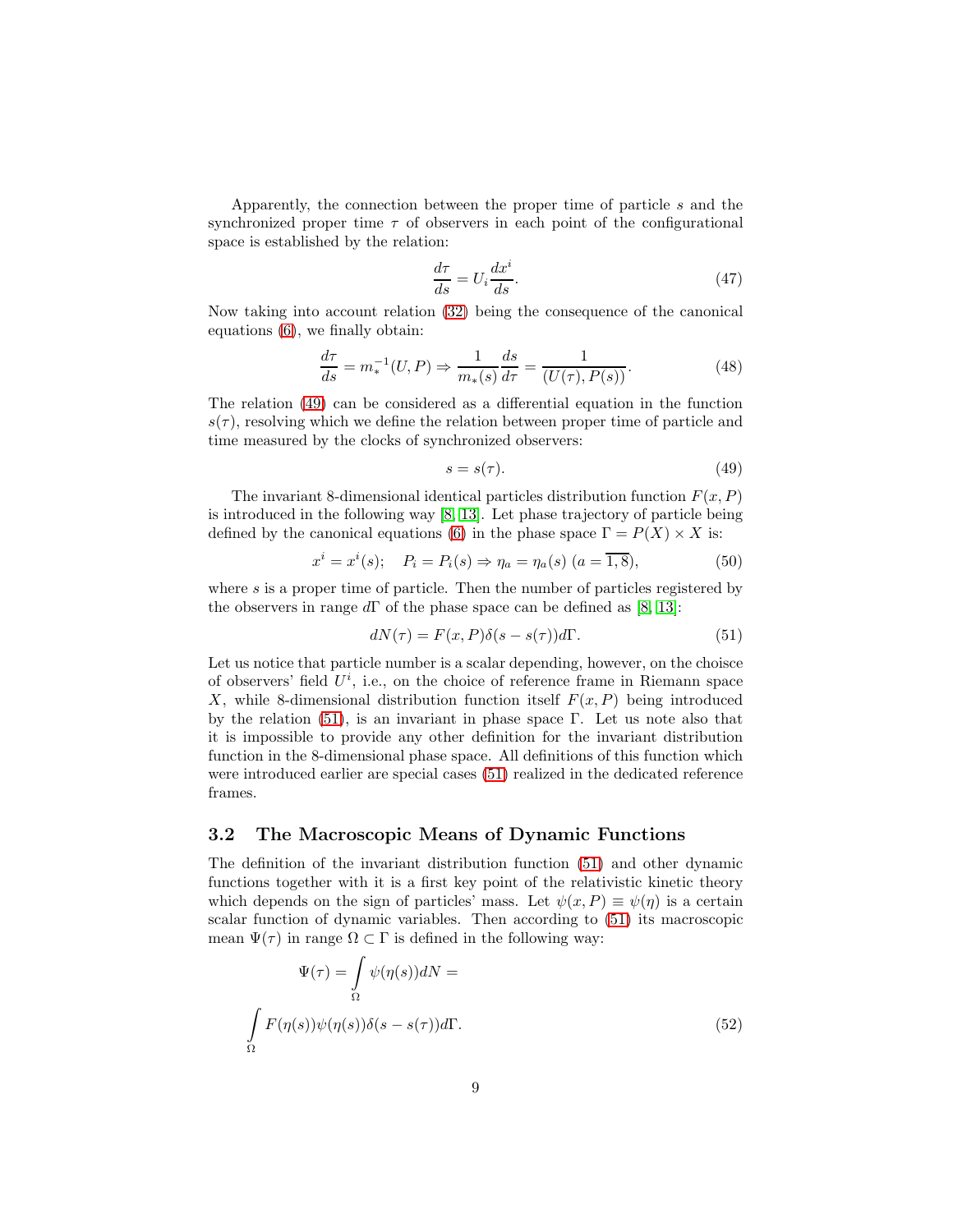Apparently, the connection between the proper time of particle $s$ and the synchronized proper time $\tau$ of observers in each point of the configurational space is established by the relation:

$$\frac{d\tau}{ds} = U_i \frac{dx^i}{ds}. \tag{47}$$

Now taking into account relation (32) being the consequence of the canonical equations (6), we finally obtain:

$$\frac{d\tau}{ds} = m_*^{-1}(U,P) \Rightarrow \frac{1}{m_*(s)} \frac{ds}{d\tau} = \frac{1}{(U(\tau), P(s))}. \tag{48}$$

The relation (49) can be considered as a differential equation in the function $s(\tau)$, resolving which we define the relation between proper time of particle and time measured by the clocks of synchronized observers:

$$s = s(\tau). \tag{49}$$

The invariant 8-dimensional identical particles distribution function $F(x, P)$ is introduced in the following way [8, 13]. Let phase trajectory of particle being defined by the canonical equations (6) in the phase space $\Gamma = P(X) \times X$ is:

$$x^i = x^i(s); \quad P_i = P_i(s) \Rightarrow \eta_a = \eta_a(s) \ (a = \overline{1,8}), \tag{50}$$

where $s$ is a proper time of particle. Then the number of particles registered by the observers in range $d\Gamma$ of the phase space can be defined as [8, 13]:

$$dN(\tau) = F(x,P)\delta(s - s(\tau))d\Gamma. \tag{51}$$

Let us notice that particle number is a scalar depending, however, on the choisce of observers' field $U^i$, i.e., on the choice of reference frame in Riemann space $X$, while 8-dimensional distribution function itself $F(x, P)$ being introduced by the relation (51), is an invariant in phase space $\Gamma$. Let us note also that it is impossible to provide any other definition for the invariant distribution function in the 8-dimensional phase space. All definitions of this function which were introduced earlier are special cases (51) realized in the dedicated reference frames.

### 3.2 The Macroscopic Means of Dynamic Functions

The definition of the invariant distribution function (51) and other dynamic functions together with it is a first key point of the relativistic kinetic theory which depends on the sign of particles' mass. Let $\psi(x, P) \equiv \psi(\eta)$ is a certain scalar function of dynamic variables. Then according to (51) its macroscopic mean $\Psi(\tau)$ in range $\Omega \subset \Gamma$ is defined in the following way:

$$\Psi(\tau) = \int\limits_{\Omega} \psi(\eta(s))dN =$$

$$\int\limits_{\Omega} F(\eta(s))\psi(\eta(s))\delta(s - s(\tau))d\Gamma. \tag{52}$$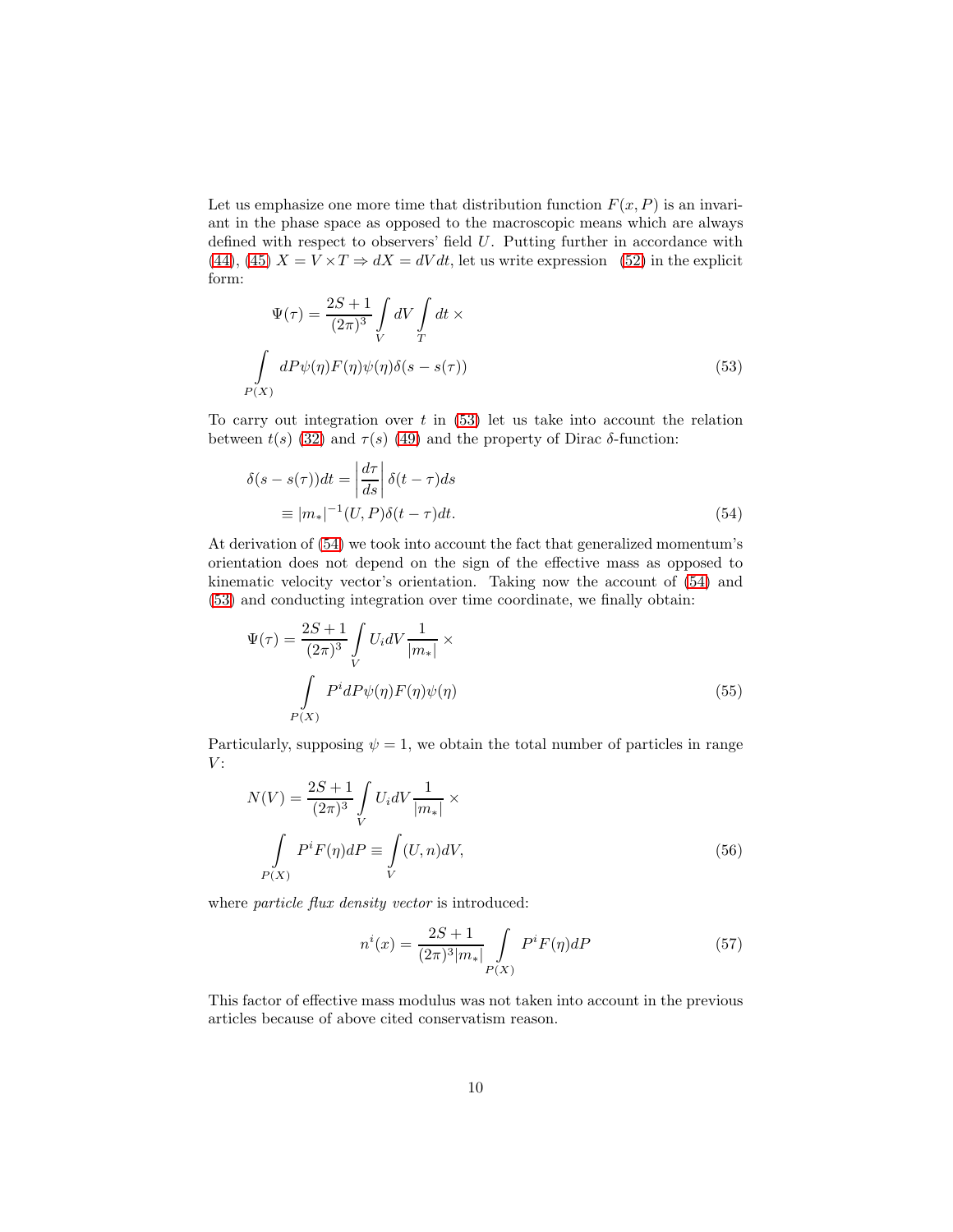Let us emphasize one more time that distribution function $F(x, P)$ is an invariant in the phase space as opposed to the macroscopic means which are always defined with respect to observers' field $U$. Putting further in accordance with (44), (45) $X = V \times T \Rightarrow dX = dV dt$, let us write expression (52) in the explicit form:

$$
\Psi(\tau) = \frac{2S+1}{(2\pi)^3} \int\limits_V dV \int\limits_T dt \times
$$

$$
\int\limits_{P(X)} dP \psi(\eta) F(\eta) \psi(\eta) \delta(s - s(\tau)) \tag{53}
$$

To carry out integration over $t$ in (53) let us take into account the relation between $t(s)$ (32) and $\tau(s)$ (49) and the property of Dirac $\delta$-function:

$$
\begin{aligned}
\delta(s - s(\tau)) dt &= \left| \frac{d\tau}{ds} \right| \delta(t - \tau) ds \\
&\equiv |m_*|^{-1} (U, P) \delta(t - \tau) dt.
\end{aligned} \tag{54}
$$

At derivation of (54) we took into account the fact that generalized momentum's orientation does not depend on the sign of the effective mass as opposed to kinematic velocity vector's orientation. Taking now the account of (54) and (53) and conducting integration over time coordinate, we finally obtain:

$$
\Psi(\tau) = \frac{2S+1}{(2\pi)^3} \int\limits_V U_i dV \frac{1}{|m_*|} \times
$$

$$
\int\limits_{P(X)} P^i dP \psi(\eta) F(\eta) \psi(\eta) \tag{55}
$$

Particularly, supposing $\psi = 1$, we obtain the total number of particles in range $V$:

$$
N(V) = \frac{2S+1}{(2\pi)^3} \int\limits_V U_i dV \frac{1}{|m_*|} \times
$$

$$
\int\limits_{P(X)} P^i F(\eta) dP \equiv \int\limits_V (U, n) dV, \tag{56}
$$

where *particle flux density vector* is introduced:

$$
n^i(x) = \frac{2S+1}{(2\pi)^3 |m_*|} \int\limits_{P(X)} P^i F(\eta) dP \tag{57}
$$

This factor of effective mass modulus was not taken into account in the previous articles because of above cited conservatism reason.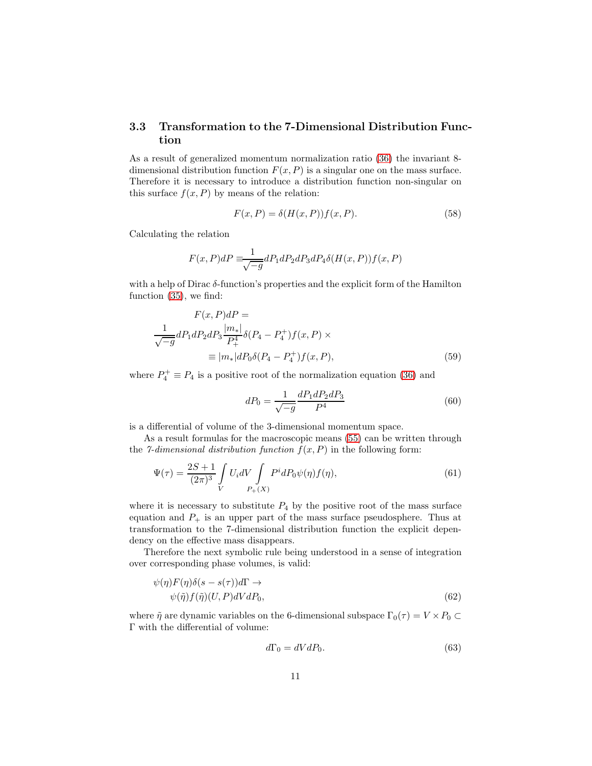### 3.3 Transformation to the 7-Dimensional Distribution Function

As a result of generalized momentum normalization ratio (36) the invariant 8-dimensional distribution function $F(x, P)$ is a singular one on the mass surface. Therefore it is necessary to introduce a distribution function non-singular on this surface $f(x, P)$ by means of the relation:

$$F(x, P) = \delta(H(x, P))f(x, P). \tag{58}$$

Calculating the relation

$$F(x, P)dP \equiv \frac{1}{\sqrt{-g}} dP_1 dP_2 dP_3 dP_4 \delta(H(x, P))f(x, P)$$

with a help of Dirac $\delta$-function's properties and the explicit form of the Hamilton function (35), we find:

$$\begin{aligned} & F(x, P)dP = \\ & \frac{1}{\sqrt{-g}} dP_1 dP_2 dP_3 \frac{|m_*|}{P_+^4} \delta(P_4 - P_4^+) f(x, P) \times \\ & \qquad \equiv |m_*| dP_0 \delta(P_4 - P_4^+) f(x, P), \end{aligned} \tag{59}$$

where $P_4^+ \equiv P_4$ is a positive root of the normalization equation (36) and

$$dP_0 = \frac{1}{\sqrt{-g}} \frac{dP_1 dP_2 dP_3}{P^4} \tag{60}$$

is a differential of volume of the 3-dimensional momentum space.

As a result formulas for the macroscopic means (55) can be written through the *7-dimensional distribution function* $f(x, P)$ in the following form:

$$\Psi(\tau) = \frac{2S+1}{(2\pi)^3} \int\limits_V U_i dV \int\limits_{P_+(X)} P^i dP_0 \psi(\eta) f(\eta), \tag{61}$$

where it is necessary to substitute $P_4$ by the positive root of the mass surface equation and $P_+$ is an upper part of the mass surface pseudosphere. Thus at transformation to the 7-dimensional distribution function the explicit dependency on the effective mass disappears.

Therefore the next symbolic rule being understood in a sense of integration over corresponding phase volumes, is valid:

$$\begin{aligned} & \psi(\eta)F(\eta)\delta(s - s(\tau))d\Gamma \to \\ & \qquad \psi(\tilde{\eta})f(\tilde{\eta})(U, P)dVdP_0, \end{aligned} \tag{62}$$

where $\tilde{\eta}$ are dynamic variables on the 6-dimensional subspace $\Gamma_0(\tau) = V \times P_0 \subset \Gamma$ with the differential of volume:

$$d\Gamma_0 = dVdP_0. \tag{63}$$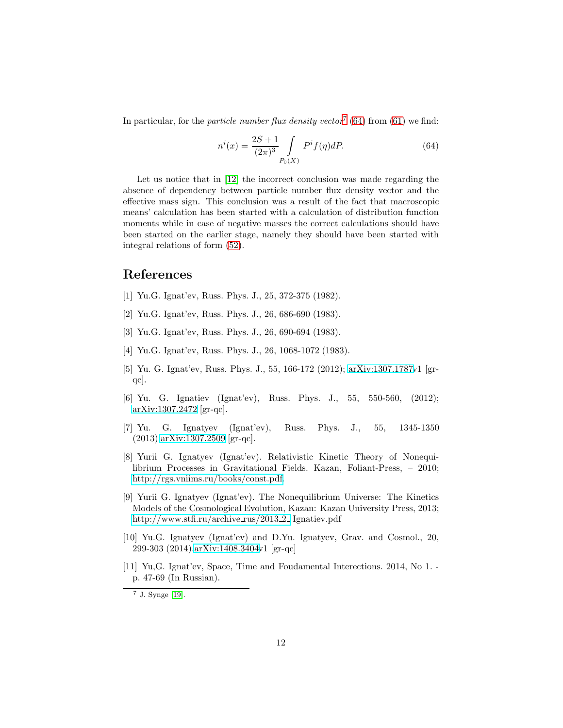In particular, for the *particle number flux density vector*[7] (64) from (61) we find:

$$n^i(x) = \frac{2S+1}{(2\pi)^3} \int\limits_{P_0(X)} P^i f(\eta) dP. \qquad (64)$$

Let us notice that in [12] the incorrect conclusion was made regarding the absence of dependency between particle number flux density vector and the effective mass sign. This conclusion was a result of the fact that macroscopic means' calculation has been started with a calculation of distribution function moments while in case of negative masses the correct calculations should have been started on the earlier stage, namely they should have been started with integral relations of form (52).

# References

[1] Yu.G. Ignat'ev, Russ. Phys. J., 25, 372-375 (1982).

[2] Yu.G. Ignat'ev, Russ. Phys. J., 26, 686-690 (1983).

[3] Yu.G. Ignat'ev, Russ. Phys. J., 26, 690-694 (1983).

[4] Yu.G. Ignat'ev, Russ. Phys. J., 26, 1068-1072 (1983).

[5] Yu. G. Ignat'ev, Russ. Phys. J., 55, 166-172 (2012); arXiv:1307.1787v1 [gr-qc].

[6] Yu. G. Ignatiev (Ignat'ev), Russ. Phys. J., 55, 550-560, (2012); arXiv:1307.2472 [gr-qc].

[7] Yu. G. Ignatyev (Ignat'ev), Russ. Phys. J., 55, 1345-1350 (2013);arXiv:1307.2509 [gr-qc].

[8] Yurii G. Ignatyev (Ignat'ev). Relativistic Kinetic Theory of Nonequilibrium Processes in Gravitational Fields. Kazan, Foliant-Press, – 2010; http://rgs.vniims.ru/books/const.pdf.

[9] Yurii G. Ignatyev (Ignat'ev). The Nonequilibrium Universe: The Kinetics Models of the Cosmological Evolution, Kazan: Kazan University Press, 2013; http://www.stfi.ru/archive_rus/2013_2_Ignatiev.pdf

[10] Yu.G. Ignatyev (Ignat'ev) and D.Yu. Ignatyev, Grav. and Cosmol., 20, 299-303 (2014).arXiv:1408.3404v1 [gr-qc]

[11] Yu,G. Ignat'ev, Space, Time and Foudamental Interections. 2014, No 1. - p. 47-69 (In Russian).

[7] J. Synge [19].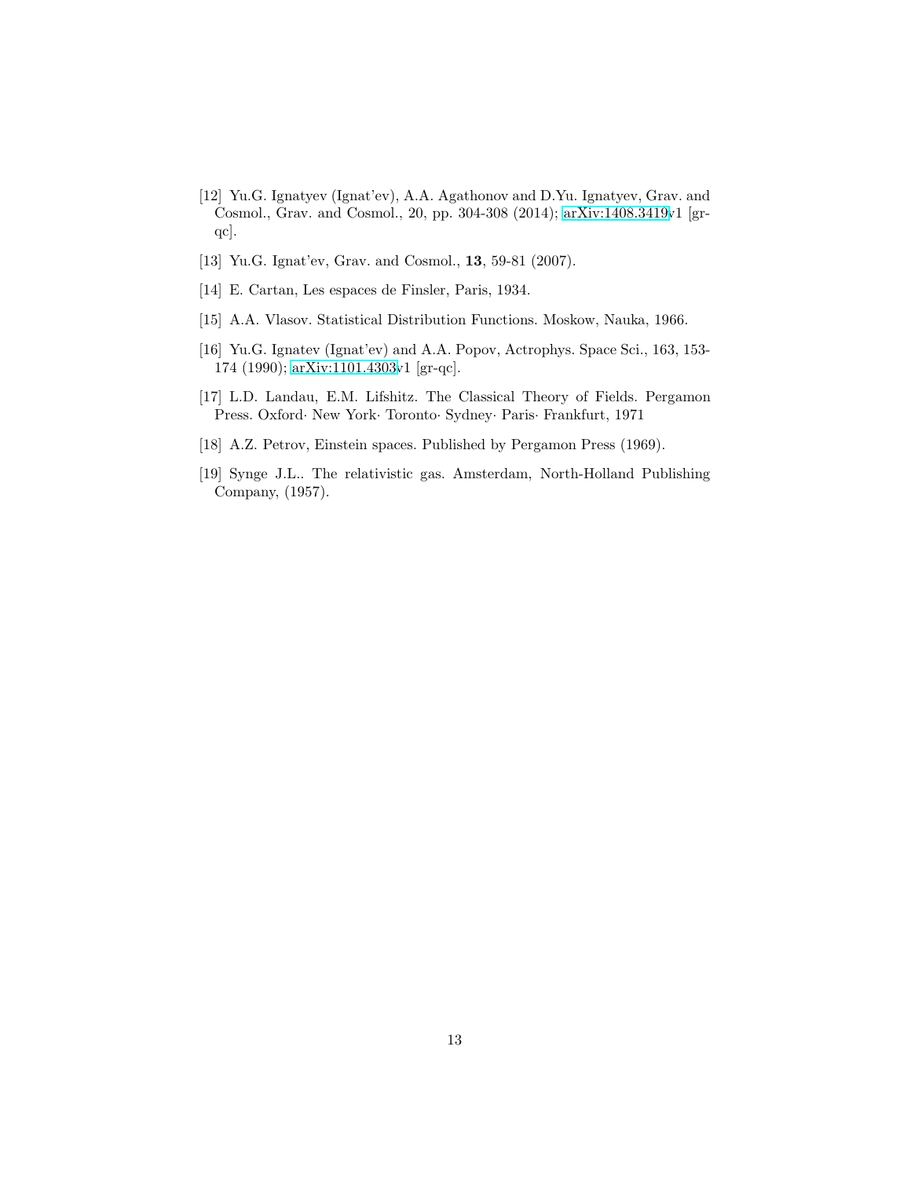[12] Yu.G. Ignatyev (Ignat'ev), A.A. Agathonov and D.Yu. Ignatyev, Grav. and Cosmol., Grav. and Cosmol., 20, pp. 304-308 (2014); arXiv:1408.3419v1 [gr-qc].

[13] Yu.G. Ignat'ev, Grav. and Cosmol., **13**, 59-81 (2007).

[14] E. Cartan, Les espaces de Finsler, Paris, 1934.

[15] A.A. Vlasov. Statistical Distribution Functions. Moskow, Nauka, 1966.

[16] Yu.G. Ignatev (Ignat'ev) and A.A. Popov, Actrophys. Space Sci., 163, 153-174 (1990); arXiv:1101.4303v1 [gr-qc].

[17] L.D. Landau, E.M. Lifshitz. The Classical Theory of Fields. Pergamon Press. Oxford· New York· Toronto· Sydney· Paris· Frankfurt, 1971

[18] A.Z. Petrov, Einstein spaces. Published by Pergamon Press (1969).

[19] Synge J.L.. The relativistic gas. Amsterdam, North-Holland Publishing Company, (1957).